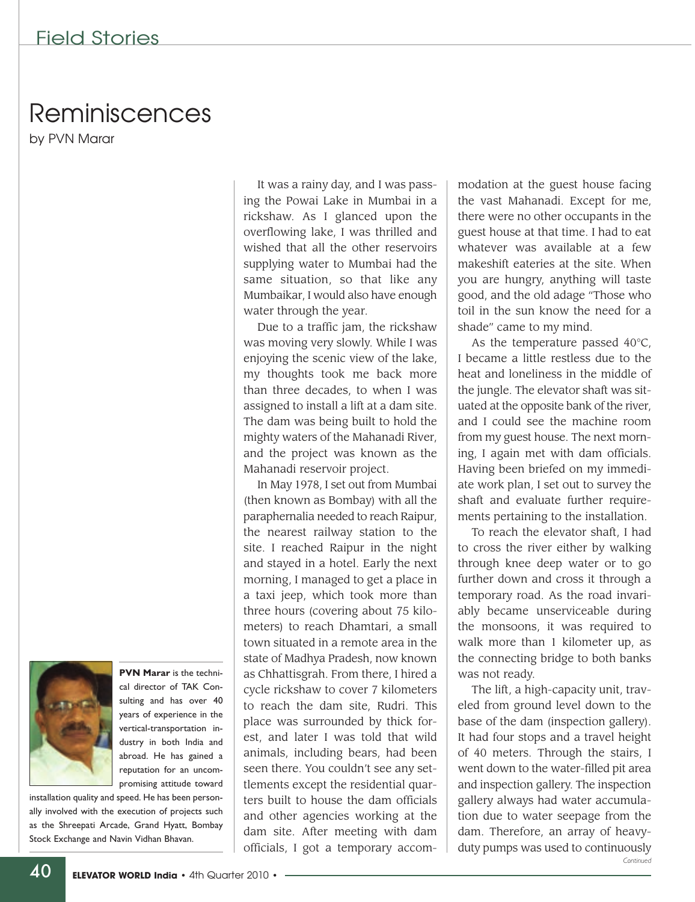# Reminiscences

by PVN Marar

**PVN Marar** is the technical director of TAK Consulting and has over 40 years of experience in the vertical-transportation industry in both India and abroad. He has gained a reputation for an uncompromising attitude toward installation quality and speed. He has been personally involved with the execution of projects such as the Shreepati Arcade, Grand Hyatt, Bombay Stock Exchange and Navin Vidhan Bhavan.

It was a rainy day, and I was passing the Powai Lake in Mumbai in a rickshaw. As I glanced upon the overflowing lake, I was thrilled and wished that all the other reservoirs supplying water to Mumbai had the same situation, so that like any Mumbaikar, I would also have enough water through the year.

Due to a traffic jam, the rickshaw was moving very slowly. While I was enjoying the scenic view of the lake, my thoughts took me back more than three decades, to when I was assigned to install a lift at a dam site. The dam was being built to hold the mighty waters of the Mahanadi River, and the project was known as the Mahanadi reservoir project.

In May 1978, I set out from Mumbai (then known as Bombay) with all the paraphernalia needed to reach Raipur, the nearest railway station to the site. I reached Raipur in the night and stayed in a hotel. Early the next morning, I managed to get a place in a taxi jeep, which took more than three hours (covering about 75 kilometers) to reach Dhamtari, a small town situated in a remote area in the state of Madhya Pradesh, now known as Chhattisgrah. From there, I hired a cycle rickshaw to cover 7 kilometers to reach the dam site, Rudri. This place was surrounded by thick forest, and later I was told that wild animals, including bears, had been seen there. You couldn't see any settlements except the residential quarters built to house the dam officials and other agencies working at the dam site. After meeting with dam officials, I got a temporary accommodation at the guest house facing the vast Mahanadi. Except for me, there were no other occupants in the guest house at that time. I had to eat whatever was available at a few makeshift eateries at the site. When you are hungry, anything will taste good, and the old adage "Those who toil in the sun know the need for a shade" came to my mind.

As the temperature passed 40°C, I became a little restless due to the heat and loneliness in the middle of the jungle. The elevator shaft was situated at the opposite bank of the river, and I could see the machine room from my guest house. The next morning, I again met with dam officials. Having been briefed on my immediate work plan, I set out to survey the shaft and evaluate further requirements pertaining to the installation.

To reach the elevator shaft, I had to cross the river either by walking through knee deep water or to go further down and cross it through a temporary road. As the road invariably became unserviceable during the monsoons, it was required to walk more than 1 kilometer up, as the connecting bridge to both banks was not ready.

The lift, a high-capacity unit, traveled from ground level down to the base of the dam (inspection gallery). It had four stops and a travel height of 40 meters. Through the stairs, I went down to the water-filled pit area and inspection gallery. The inspection gallery always had water accumulation due to water seepage from the dam. Therefore, an array of heavy-duty pumps was used to continuously

*Continued*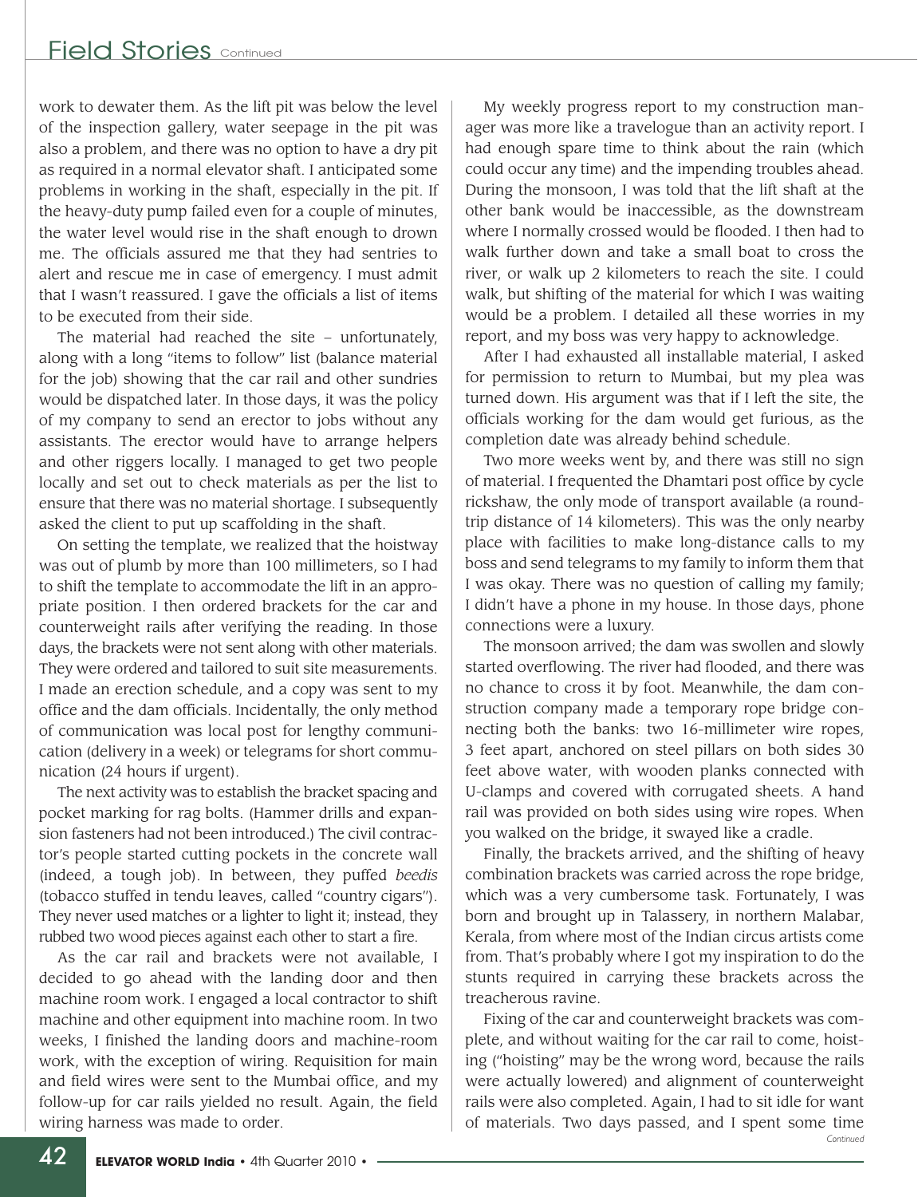work to dewater them. As the lift pit was below the level of the inspection gallery, water seepage in the pit was also a problem, and there was no option to have a dry pit as required in a normal elevator shaft. I anticipated some problems in working in the shaft, especially in the pit. If the heavy-duty pump failed even for a couple of minutes, the water level would rise in the shaft enough to drown me. The officials assured me that they had sentries to alert and rescue me in case of emergency. I must admit that I wasn't reassured. I gave the officials a list of items to be executed from their side.

The material had reached the site – unfortunately, along with a long "items to follow" list (balance material for the job) showing that the car rail and other sundries would be dispatched later. In those days, it was the policy of my company to send an erector to jobs without any assistants. The erector would have to arrange helpers and other riggers locally. I managed to get two people locally and set out to check materials as per the list to ensure that there was no material shortage. I subsequently asked the client to put up scaffolding in the shaft.

On setting the template, we realized that the hoistway was out of plumb by more than 100 millimeters, so I had to shift the template to accommodate the lift in an appropriate position. I then ordered brackets for the car and counterweight rails after verifying the reading. In those days, the brackets were not sent along with other materials. They were ordered and tailored to suit site measurements. I made an erection schedule, and a copy was sent to my office and the dam officials. Incidentally, the only method of communication was local post for lengthy communication (delivery in a week) or telegrams for short communication (24 hours if urgent).

The next activity was to establish the bracket spacing and pocket marking for rag bolts. (Hammer drills and expansion fasteners had not been introduced.) The civil contractor's people started cutting pockets in the concrete wall (indeed, a tough job). In between, they puffed *beedis* (tobacco stuffed in tendu leaves, called "country cigars"). They never used matches or a lighter to light it; instead, they rubbed two wood pieces against each other to start a fire.

As the car rail and brackets were not available, I decided to go ahead with the landing door and then machine room work. I engaged a local contractor to shift machine and other equipment into machine room. In two weeks, I finished the landing doors and machine-room work, with the exception of wiring. Requisition for main and field wires were sent to the Mumbai office, and my follow-up for car rails yielded no result. Again, the field wiring harness was made to order.

My weekly progress report to my construction manager was more like a travelogue than an activity report. I had enough spare time to think about the rain (which could occur any time) and the impending troubles ahead. During the monsoon, I was told that the lift shaft at the other bank would be inaccessible, as the downstream where I normally crossed would be flooded. I then had to walk further down and take a small boat to cross the river, or walk up 2 kilometers to reach the site. I could walk, but shifting of the material for which I was waiting would be a problem. I detailed all these worries in my report, and my boss was very happy to acknowledge.

After I had exhausted all installable material, I asked for permission to return to Mumbai, but my plea was turned down. His argument was that if I left the site, the officials working for the dam would get furious, as the completion date was already behind schedule.

Two more weeks went by, and there was still no sign of material. I frequented the Dhamtari post office by cycle rickshaw, the only mode of transport available (a round-trip distance of 14 kilometers). This was the only nearby place with facilities to make long-distance calls to my boss and send telegrams to my family to inform them that I was okay. There was no question of calling my family; I didn't have a phone in my house. In those days, phone connections were a luxury.

The monsoon arrived; the dam was swollen and slowly started overflowing. The river had flooded, and there was no chance to cross it by foot. Meanwhile, the dam construction company made a temporary rope bridge connecting both the banks: two 16-millimeter wire ropes, 3 feet apart, anchored on steel pillars on both sides 30 feet above water, with wooden planks connected with U-clamps and covered with corrugated sheets. A hand rail was provided on both sides using wire ropes. When you walked on the bridge, it swayed like a cradle.

Finally, the brackets arrived, and the shifting of heavy combination brackets was carried across the rope bridge, which was a very cumbersome task. Fortunately, I was born and brought up in Talassery, in northern Malabar, Kerala, from where most of the Indian circus artists come from. That's probably where I got my inspiration to do the stunts required in carrying these brackets across the treacherous ravine.

Fixing of the car and counterweight brackets was complete, and without waiting for the car rail to come, hoisting ("hoisting" may be the wrong word, because the rails were actually lowered) and alignment of counterweight rails were also completed. Again, I had to sit idle for want of materials. Two days passed, and I spent some time

*Continued*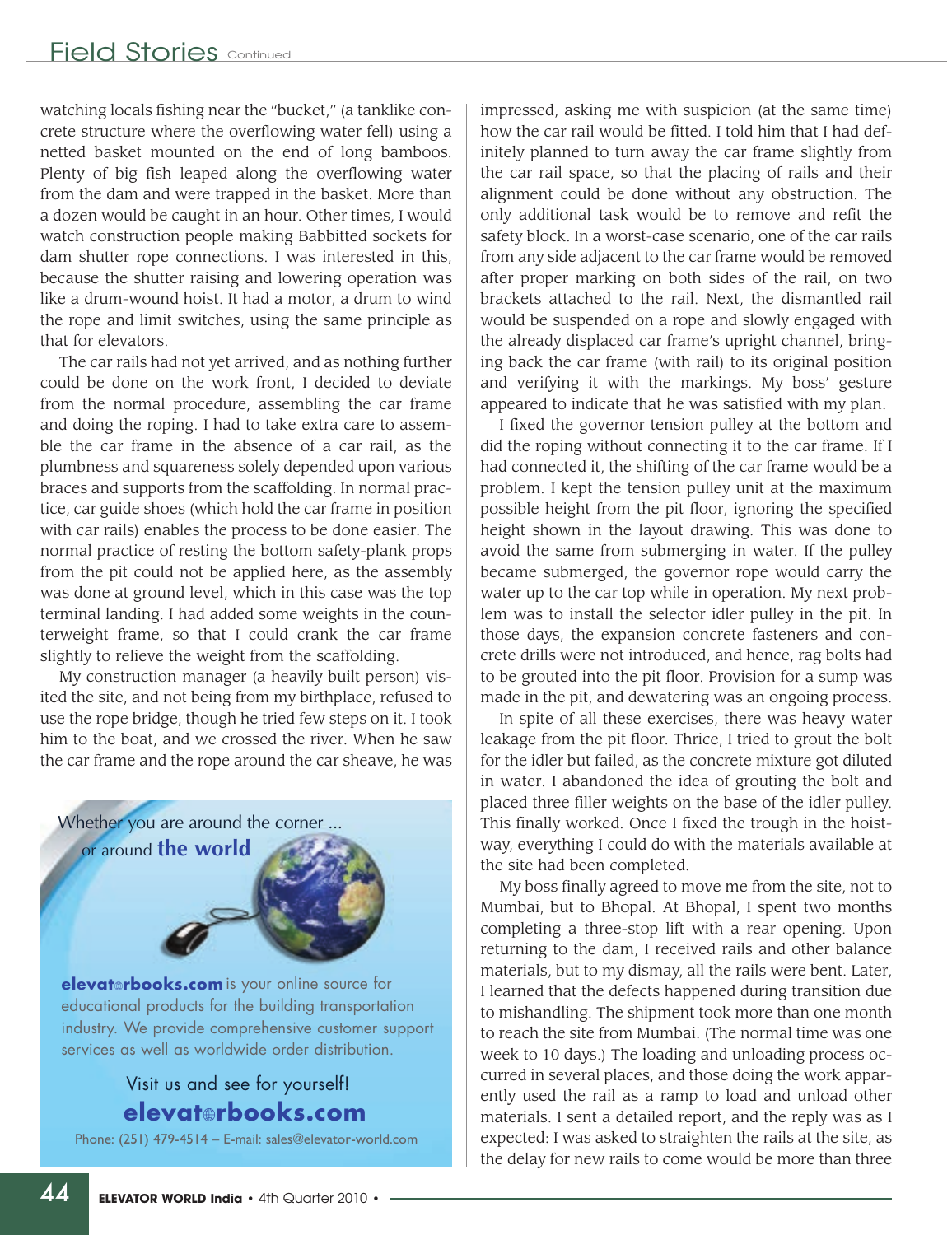watching locals fishing near the "bucket," (a tanklike concrete structure where the overflowing water fell) using a netted basket mounted on the end of long bamboos. Plenty of big fish leaped along the overflowing water from the dam and were trapped in the basket. More than a dozen would be caught in an hour. Other times, I would watch construction people making Babbitted sockets for dam shutter rope connections. I was interested in this, because the shutter raising and lowering operation was like a drum-wound hoist. It had a motor, a drum to wind the rope and limit switches, using the same principle as that for elevators.

The car rails had not yet arrived, and as nothing further could be done on the work front, I decided to deviate from the normal procedure, assembling the car frame and doing the roping. I had to take extra care to assemble the car frame in the absence of a car rail, as the plumbness and squareness solely depended upon various braces and supports from the scaffolding. In normal practice, car guide shoes (which hold the car frame in position with car rails) enables the process to be done easier. The normal practice of resting the bottom safety-plank props from the pit could not be applied here, as the assembly was done at ground level, which in this case was the top terminal landing. I had added some weights in the counterweight frame, so that I could crank the car frame slightly to relieve the weight from the scaffolding.

My construction manager (a heavily built person) visited the site, and not being from my birthplace, refused to use the rope bridge, though he tried few steps on it. I took him to the boat, and we crossed the river. When he saw the car frame and the rope around the car sheave, he was impressed, asking me with suspicion (at the same time) how the car rail would be fitted. I told him that I had definitely planned to turn away the car frame slightly from the car rail space, so that the placing of rails and their alignment could be done without any obstruction. The only additional task would be to remove and refit the safety block. In a worst-case scenario, one of the car rails from any side adjacent to the car frame would be removed after proper marking on both sides of the rail, on two brackets attached to the rail. Next, the dismantled rail would be suspended on a rope and slowly engaged with the already displaced car frame's upright channel, bringing back the car frame (with rail) to its original position and verifying it with the markings. My boss' gesture appeared to indicate that he was satisfied with my plan.

I fixed the governor tension pulley at the bottom and did the roping without connecting it to the car frame. If I had connected it, the shifting of the car frame would be a problem. I kept the tension pulley unit at the maximum possible height from the pit floor, ignoring the specified height shown in the layout drawing. This was done to avoid the same from submerging in water. If the pulley became submerged, the governor rope would carry the water up to the car top while in operation. My next problem was to install the selector idler pulley in the pit. In those days, the expansion concrete fasteners and concrete drills were not introduced, and hence, rag bolts had to be grouted into the pit floor. Provision for a sump was made in the pit, and dewatering was an ongoing process.

In spite of all these exercises, there was heavy water leakage from the pit floor. Thrice, I tried to grout the bolt for the idler but failed, as the concrete mixture got diluted in water. I abandoned the idea of grouting the bolt and placed three filler weights on the base of the idler pulley. This finally worked. Once I fixed the trough in the hoistway, everything I could do with the materials available at the site had been completed.

My boss finally agreed to move me from the site, not to Mumbai, but to Bhopal. At Bhopal, I spent two months completing a three-stop lift with a rear opening. Upon returning to the dam, I received rails and other balance materials, but to my dismay, all the rails were bent. Later, I learned that the defects happened during transition due to mishandling. The shipment took more than one month to reach the site from Mumbai. (The normal time was one week to 10 days.) The loading and unloading process occurred in several places, and those doing the work apparently used the rail as a ramp to load and unload other materials. I sent a detailed report, and the reply was as I expected: I was asked to straighten the rails at the site, as the delay for new rails to come would be more than three

Whether you are around the corner ...
or around **the world**

**elevatorbooks.com** is your online source for educational products for the building transportation industry. We provide comprehensive customer support services as well as worldwide order distribution.

Visit us and see for yourself!
**elevatorbooks.com**
Phone: (251) 479-4514 – E-mail: sales@elevator-world.com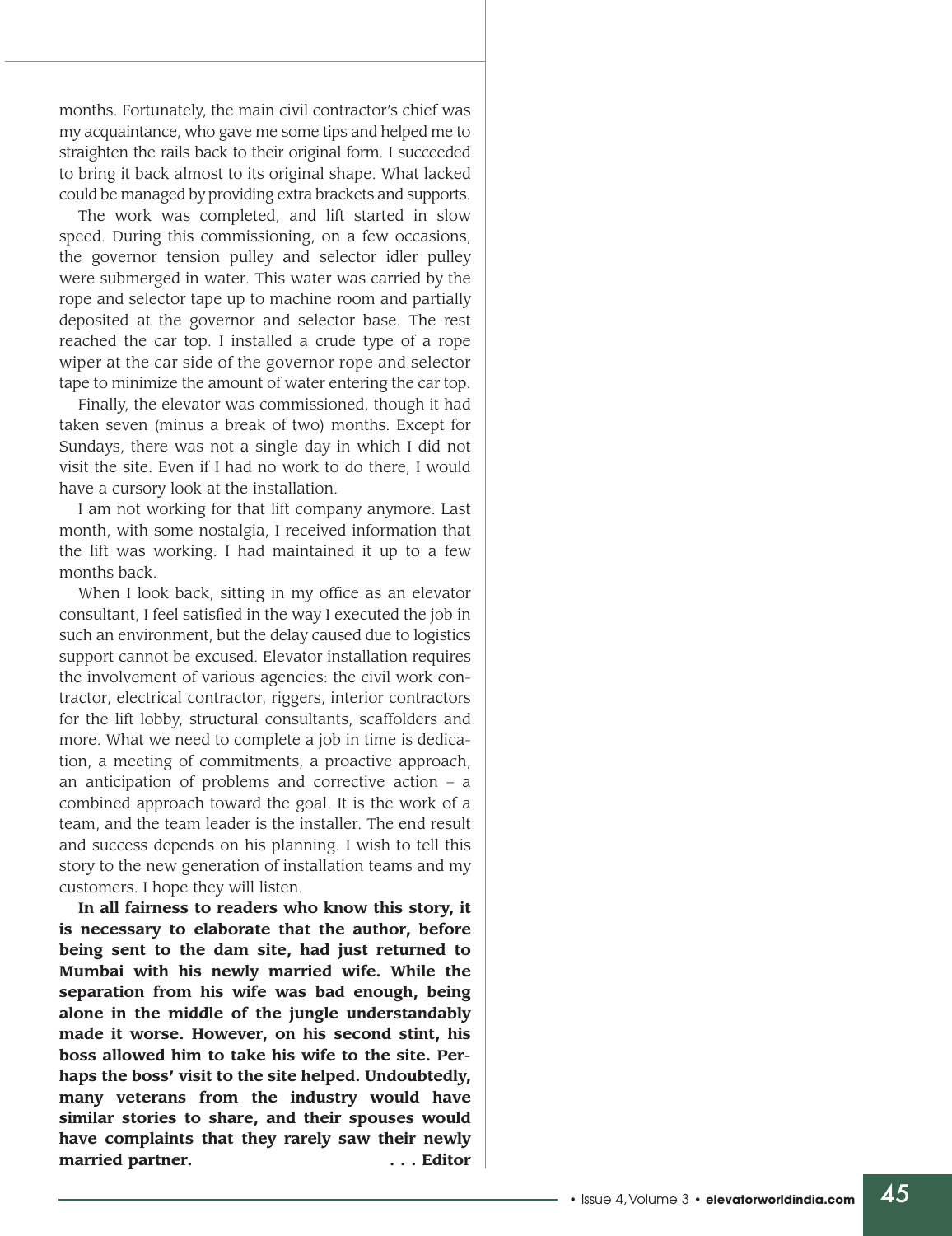months. Fortunately, the main civil contractor's chief was my acquaintance, who gave me some tips and helped me to straighten the rails back to their original form. I succeeded to bring it back almost to its original shape. What lacked could be managed by providing extra brackets and supports.

The work was completed, and lift started in slow speed. During this commissioning, on a few occasions, the governor tension pulley and selector idler pulley were submerged in water. This water was carried by the rope and selector tape up to machine room and partially deposited at the governor and selector base. The rest reached the car top. I installed a crude type of a rope wiper at the car side of the governor rope and selector tape to minimize the amount of water entering the car top.

Finally, the elevator was commissioned, though it had taken seven (minus a break of two) months. Except for Sundays, there was not a single day in which I did not visit the site. Even if I had no work to do there, I would have a cursory look at the installation.

I am not working for that lift company anymore. Last month, with some nostalgia, I received information that the lift was working. I had maintained it up to a few months back.

When I look back, sitting in my office as an elevator consultant, I feel satisfied in the way I executed the job in such an environment, but the delay caused due to logistics support cannot be excused. Elevator installation requires the involvement of various agencies: the civil work contractor, electrical contractor, riggers, interior contractors for the lift lobby, structural consultants, scaffolders and more. What we need to complete a job in time is dedication, a meeting of commitments, a proactive approach, an anticipation of problems and corrective action – a combined approach toward the goal. It is the work of a team, and the team leader is the installer. The end result and success depends on his planning. I wish to tell this story to the new generation of installation teams and my customers. I hope they will listen.

**In all fairness to readers who know this story, it is necessary to elaborate that the author, before being sent to the dam site, had just returned to Mumbai with his newly married wife. While the separation from his wife was bad enough, being alone in the middle of the jungle understandably made it worse. However, on his second stint, his boss allowed him to take his wife to the site. Perhaps the boss' visit to the site helped. Undoubtedly, many veterans from the industry would have similar stories to share, and their spouses would have complaints that they rarely saw their newly married partner. . . . Editor**